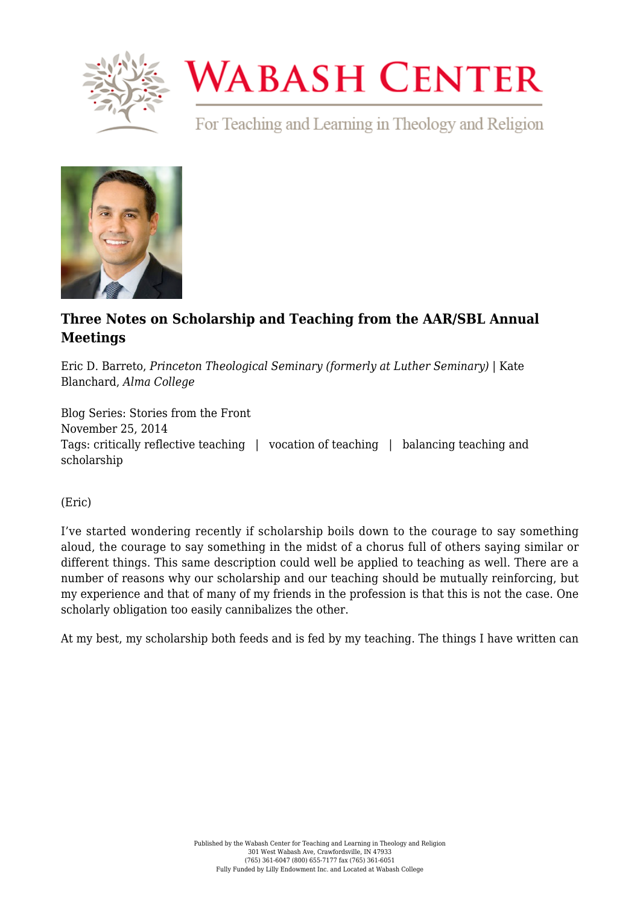# Wabash Center

For Teaching and Learning in Theology and Religion

## Three Notes on Scholarship and Teaching from the AAR/SBL Annual Meetings

Eric D. Barreto, *Princeton Theological Seminary (formerly at Luther Seminary)* | Kate Blanchard, *Alma College*

Blog Series: Stories from the Front
November 25, 2014
Tags: critically reflective teaching | vocation of teaching | balancing teaching and scholarship

(Eric)

I've started wondering recently if scholarship boils down to the courage to say something aloud, the courage to say something in the midst of a chorus full of others saying similar or different things. This same description could well be applied to teaching as well. There are a number of reasons why our scholarship and our teaching should be mutually reinforcing, but my experience and that of many of my friends in the profession is that this is not the case. One scholarly obligation too easily cannibalizes the other.

At my best, my scholarship both feeds and is fed by my teaching. The things I have written can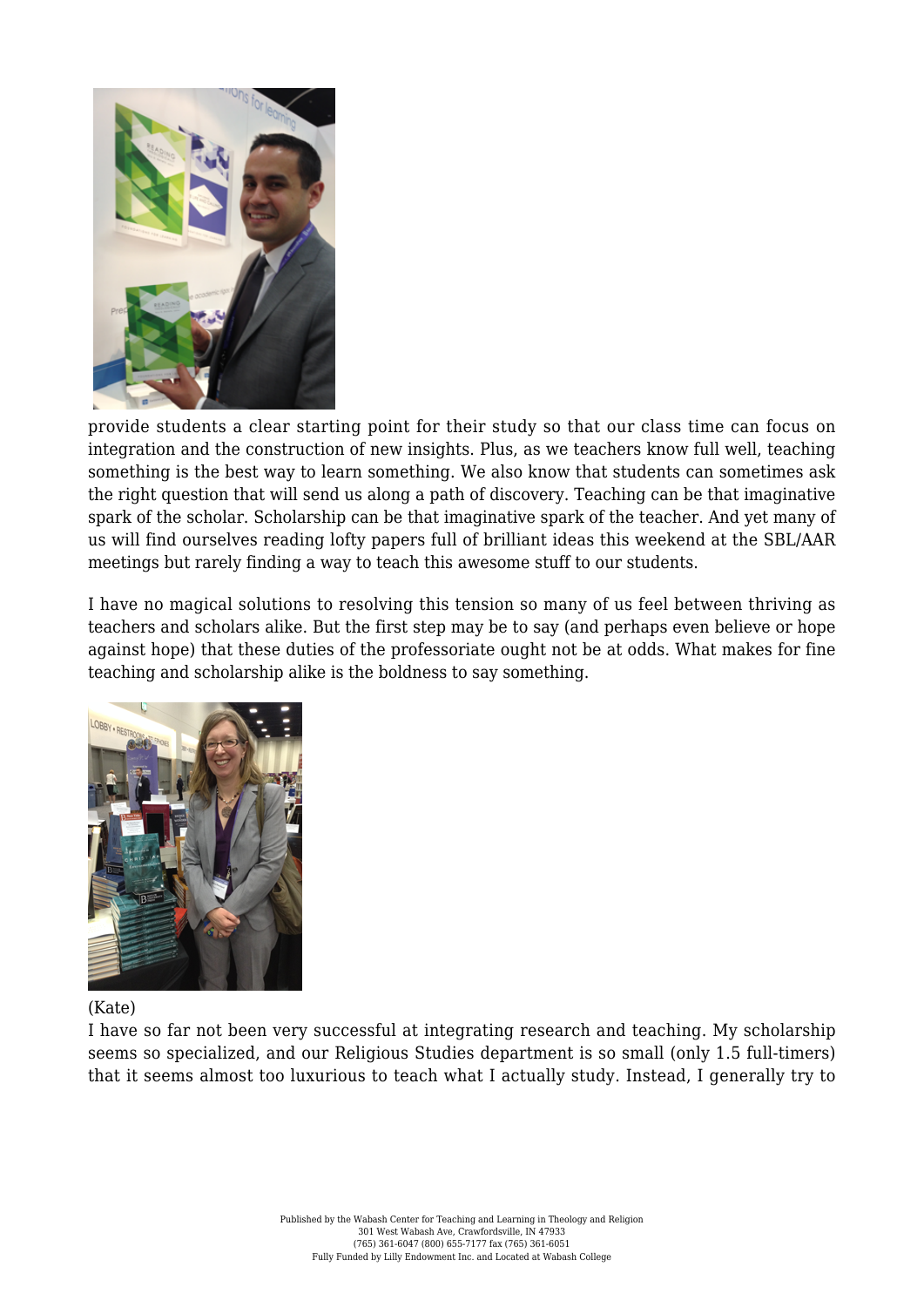provide students a clear starting point for their study so that our class time can focus on integration and the construction of new insights. Plus, as we teachers know full well, teaching something is the best way to learn something. We also know that students can sometimes ask the right question that will send us along a path of discovery. Teaching can be that imaginative spark of the scholar. Scholarship can be that imaginative spark of the teacher. And yet many of us will find ourselves reading lofty papers full of brilliant ideas this weekend at the SBL/AAR meetings but rarely finding a way to teach this awesome stuff to our students.

I have no magical solutions to resolving this tension so many of us feel between thriving as teachers and scholars alike. But the first step may be to say (and perhaps even believe or hope against hope) that these duties of the professoriate ought not be at odds. What makes for fine teaching and scholarship alike is the boldness to say something.

(Kate)

I have so far not been very successful at integrating research and teaching. My scholarship seems so specialized, and our Religious Studies department is so small (only 1.5 full-timers) that it seems almost too luxurious to teach what I actually study. Instead, I generally try to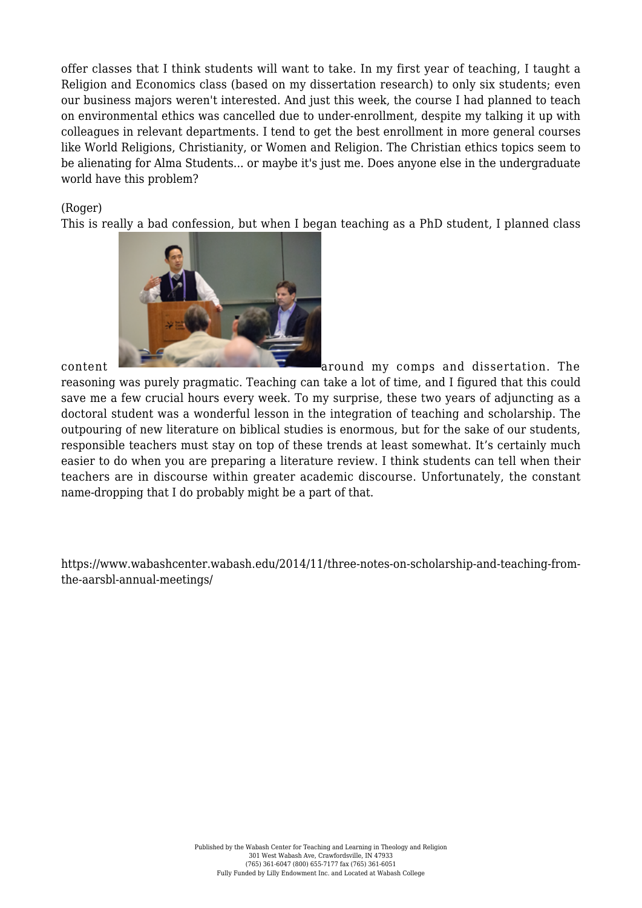offer classes that I think students will want to take. In my first year of teaching, I taught a Religion and Economics class (based on my dissertation research) to only six students; even our business majors weren't interested. And just this week, the course I had planned to teach on environmental ethics was cancelled due to under-enrollment, despite my talking it up with colleagues in relevant departments. I tend to get the best enrollment in more general courses like World Religions, Christianity, or Women and Religion. The Christian ethics topics seem to be alienating for Alma Students… or maybe it's just me. Does anyone else in the undergraduate world have this problem?

(Roger)

This is really a bad confession, but when I began teaching as a PhD student, I planned class content around my comps and dissertation. The reasoning was purely pragmatic. Teaching can take a lot of time, and I figured that this could save me a few crucial hours every week. To my surprise, these two years of adjuncting as a doctoral student was a wonderful lesson in the integration of teaching and scholarship. The outpouring of new literature on biblical studies is enormous, but for the sake of our students, responsible teachers must stay on top of these trends at least somewhat. It's certainly much easier to do when you are preparing a literature review. I think students can tell when their teachers are in discourse within greater academic discourse. Unfortunately, the constant name-dropping that I do probably might be a part of that.

https://www.wabashcenter.wabash.edu/2014/11/three-notes-on-scholarship-and-teaching-from-the-aarsbl-annual-meetings/